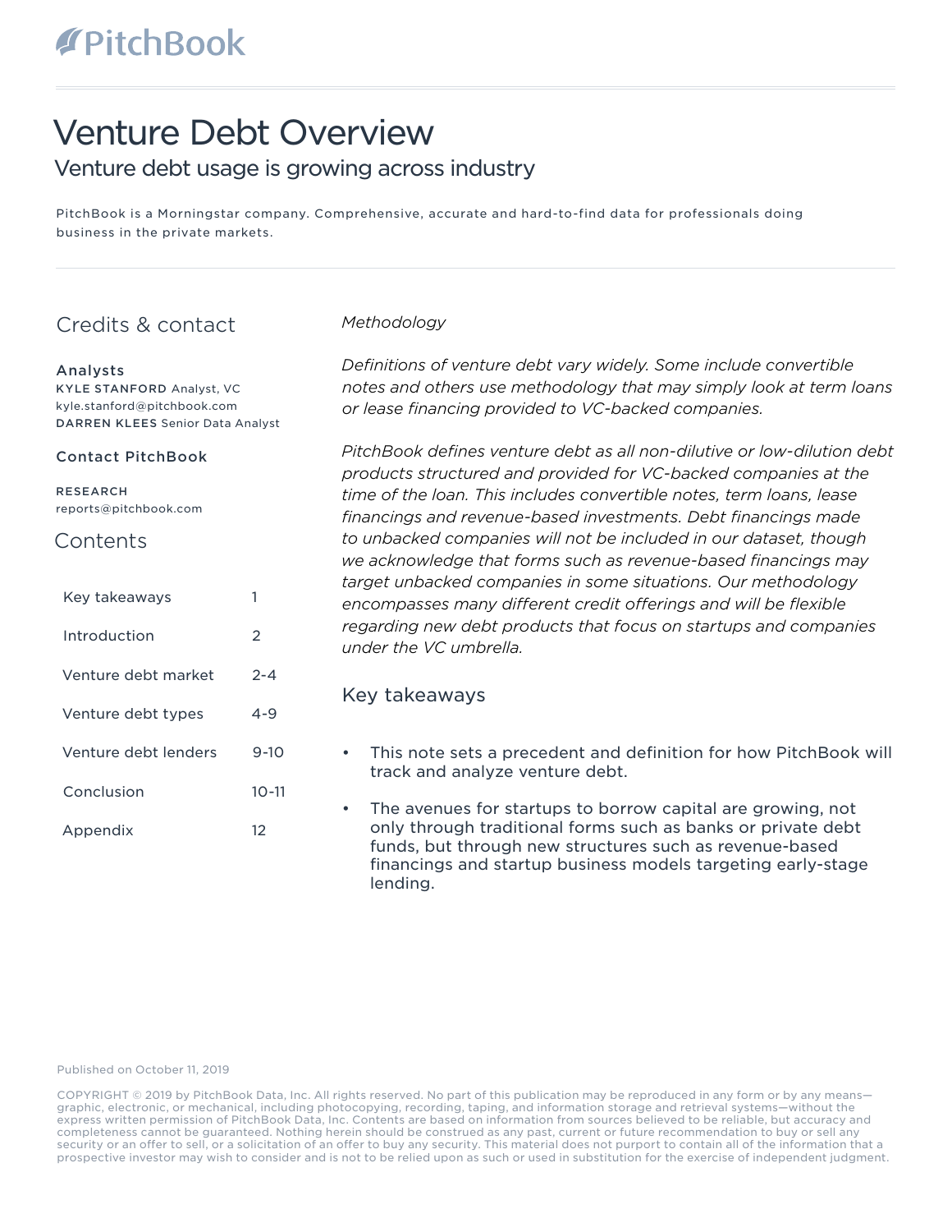PitchBook

# Venture Debt Overview

## Venture debt usage is growing across industry

PitchBook is a Morningstar company. Comprehensive, accurate and hard-to-find data for professionals doing business in the private markets.

## Credits & contact

### Analysts

**KYLE STANFORD** Analyst, VC
kyle.stanford@pitchbook.com
**DARREN KLEES** Senior Data Analyst

### Contact PitchBook

**RESEARCH**
reports@pitchbook.com

## Contents

| | |
|---|---|
| Key takeaways | 1 |
| Introduction | 2 |
| Venture debt market | 2-4 |
| Venture debt types | 4-9 |
| Venture debt lenders | 9-10 |
| Conclusion | 10-11 |
| Appendix | 12 |

*Methodology*

*Definitions of venture debt vary widely. Some include convertible notes and others use methodology that may simply look at term loans or lease financing provided to VC-backed companies.*

*PitchBook defines venture debt as all non-dilutive or low-dilution debt products structured and provided for VC-backed companies at the time of the loan. This includes convertible notes, term loans, lease financings and revenue-based investments. Debt financings made to unbacked companies will not be included in our dataset, though we acknowledge that forms such as revenue-based financings may target unbacked companies in some situations. Our methodology encompasses many different credit offerings and will be flexible regarding new debt products that focus on startups and companies under the VC umbrella.*

## Key takeaways

- This note sets a precedent and definition for how PitchBook will track and analyze venture debt.
- The avenues for startups to borrow capital are growing, not only through traditional forms such as banks or private debt funds, but through new structures such as revenue-based financings and startup business models targeting early-stage lending.

Published on October 11, 2019

COPYRIGHT © 2019 by PitchBook Data, Inc. All rights reserved. No part of this publication may be reproduced in any form or by any means—graphic, electronic, or mechanical, including photocopying, recording, taping, and information storage and retrieval systems—without the express written permission of PitchBook Data, Inc. Contents are based on information from sources believed to be reliable, but accuracy and completeness cannot be guaranteed. Nothing herein should be construed as any past, current or future recommendation to buy or sell any security or an offer to sell, or a solicitation of an offer to buy any security. This material does not purport to contain all of the information that a prospective investor may wish to consider and is not to be relied upon as such or used in substitution for the exercise of independent judgment.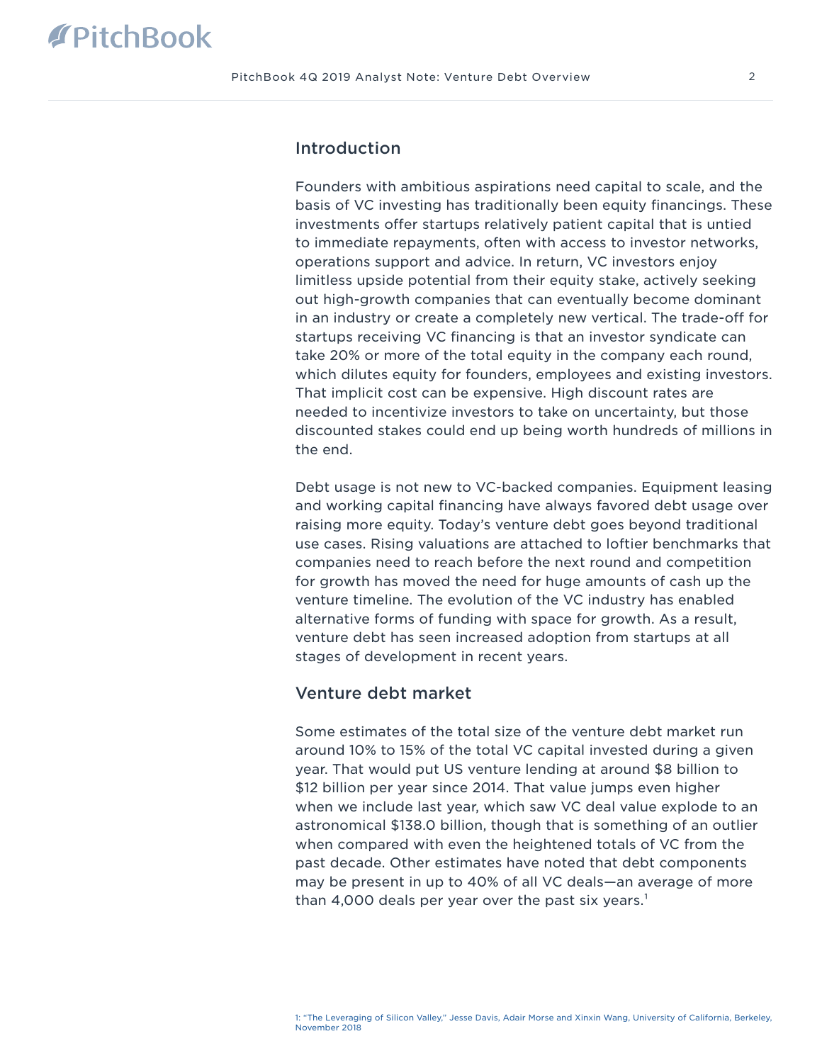## Introduction

Founders with ambitious aspirations need capital to scale, and the basis of VC investing has traditionally been equity financings. These investments offer startups relatively patient capital that is untied to immediate repayments, often with access to investor networks, operations support and advice. In return, VC investors enjoy limitless upside potential from their equity stake, actively seeking out high-growth companies that can eventually become dominant in an industry or create a completely new vertical. The trade-off for startups receiving VC financing is that an investor syndicate can take 20% or more of the total equity in the company each round, which dilutes equity for founders, employees and existing investors. That implicit cost can be expensive. High discount rates are needed to incentivize investors to take on uncertainty, but those discounted stakes could end up being worth hundreds of millions in the end.

Debt usage is not new to VC-backed companies. Equipment leasing and working capital financing have always favored debt usage over raising more equity. Today's venture debt goes beyond traditional use cases. Rising valuations are attached to loftier benchmarks that companies need to reach before the next round and competition for growth has moved the need for huge amounts of cash up the venture timeline. The evolution of the VC industry has enabled alternative forms of funding with space for growth. As a result, venture debt has seen increased adoption from startups at all stages of development in recent years.

## Venture debt market

Some estimates of the total size of the venture debt market run around 10% to 15% of the total VC capital invested during a given year. That would put US venture lending at around $8 billion to $12 billion per year since 2014. That value jumps even higher when we include last year, which saw VC deal value explode to an astronomical $138.0 billion, though that is something of an outlier when compared with even the heightened totals of VC from the past decade. Other estimates have noted that debt components may be present in up to 40% of all VC deals—an average of more than 4,000 deals per year over the past six years.[1]

1: "The Leveraging of Silicon Valley," Jesse Davis, Adair Morse and Xinxin Wang, University of California, Berkeley, November 2018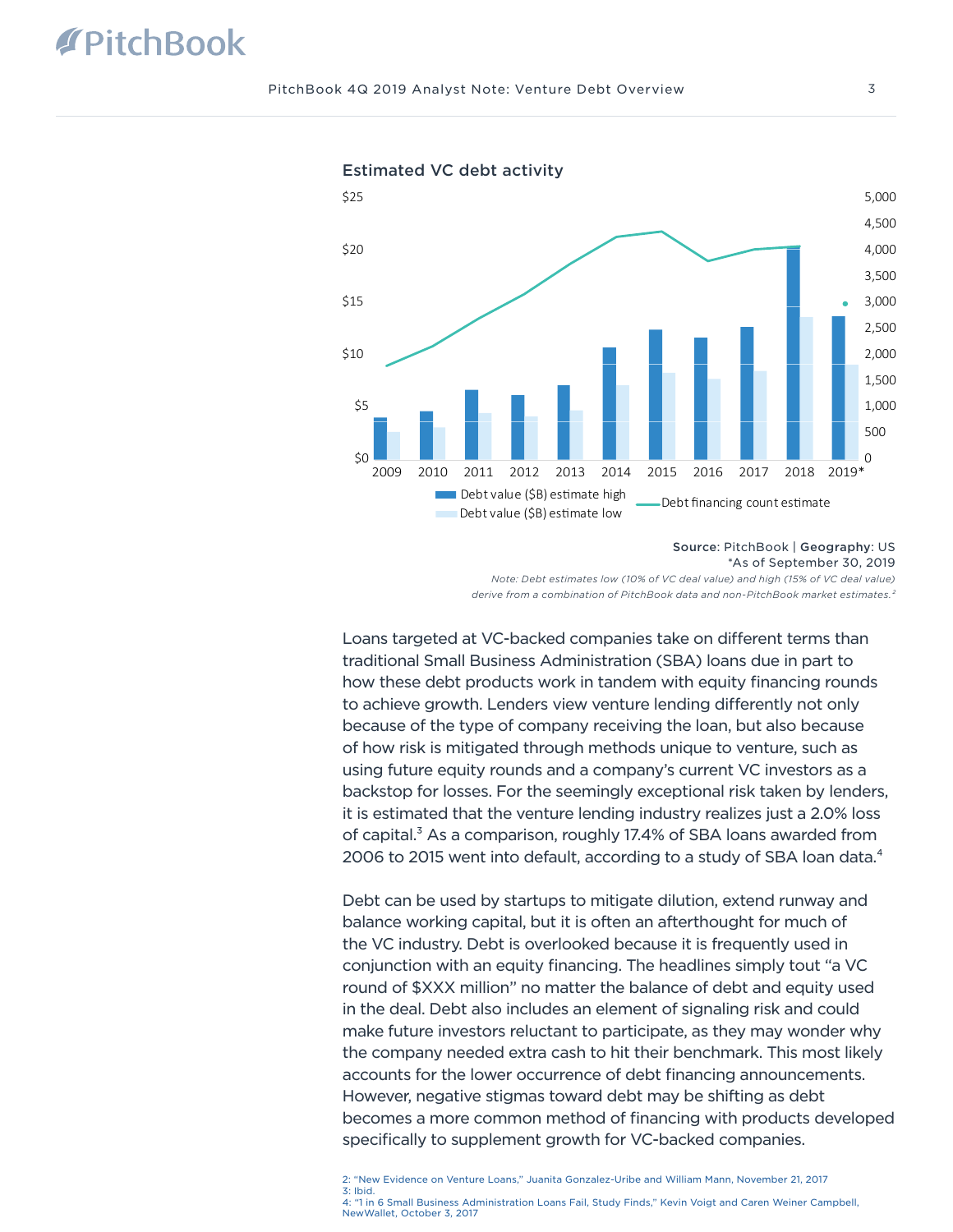**Estimated VC debt activity**

Source: PitchBook | Geography: US

*As of September 30, 2019

*Note: Debt estimates low (10% of VC deal value) and high (15% of VC deal value) derive from a combination of PitchBook data and non-PitchBook market estimates.*[2]

Loans targeted at VC-backed companies take on different terms than traditional Small Business Administration (SBA) loans due in part to how these debt products work in tandem with equity financing rounds to achieve growth. Lenders view venture lending differently not only because of the type of company receiving the loan, but also because of how risk is mitigated through methods unique to venture, such as using future equity rounds and a company's current VC investors as a backstop for losses. For the seemingly exceptional risk taken by lenders, it is estimated that the venture lending industry realizes just a 2.0% loss of capital.[3] As a comparison, roughly 17.4% of SBA loans awarded from 2006 to 2015 went into default, according to a study of SBA loan data.[4]

Debt can be used by startups to mitigate dilution, extend runway and balance working capital, but it is often an afterthought for much of the VC industry. Debt is overlooked because it is frequently used in conjunction with an equity financing. The headlines simply tout "a VC round of $XXX million" no matter the balance of debt and equity used in the deal. Debt also includes an element of signaling risk and could make future investors reluctant to participate, as they may wonder why the company needed extra cash to hit their benchmark. This most likely accounts for the lower occurrence of debt financing announcements. However, negative stigmas toward debt may be shifting as debt becomes a more common method of financing with products developed specifically to supplement growth for VC-backed companies.

2: "New Evidence on Venture Loans," Juanita Gonzalez-Uribe and William Mann, November 21, 2017
3: Ibid.
4: "1 in 6 Small Business Administration Loans Fail, Study Finds," Kevin Voigt and Caren Weiner Campbell, NewWallet, October 3, 2017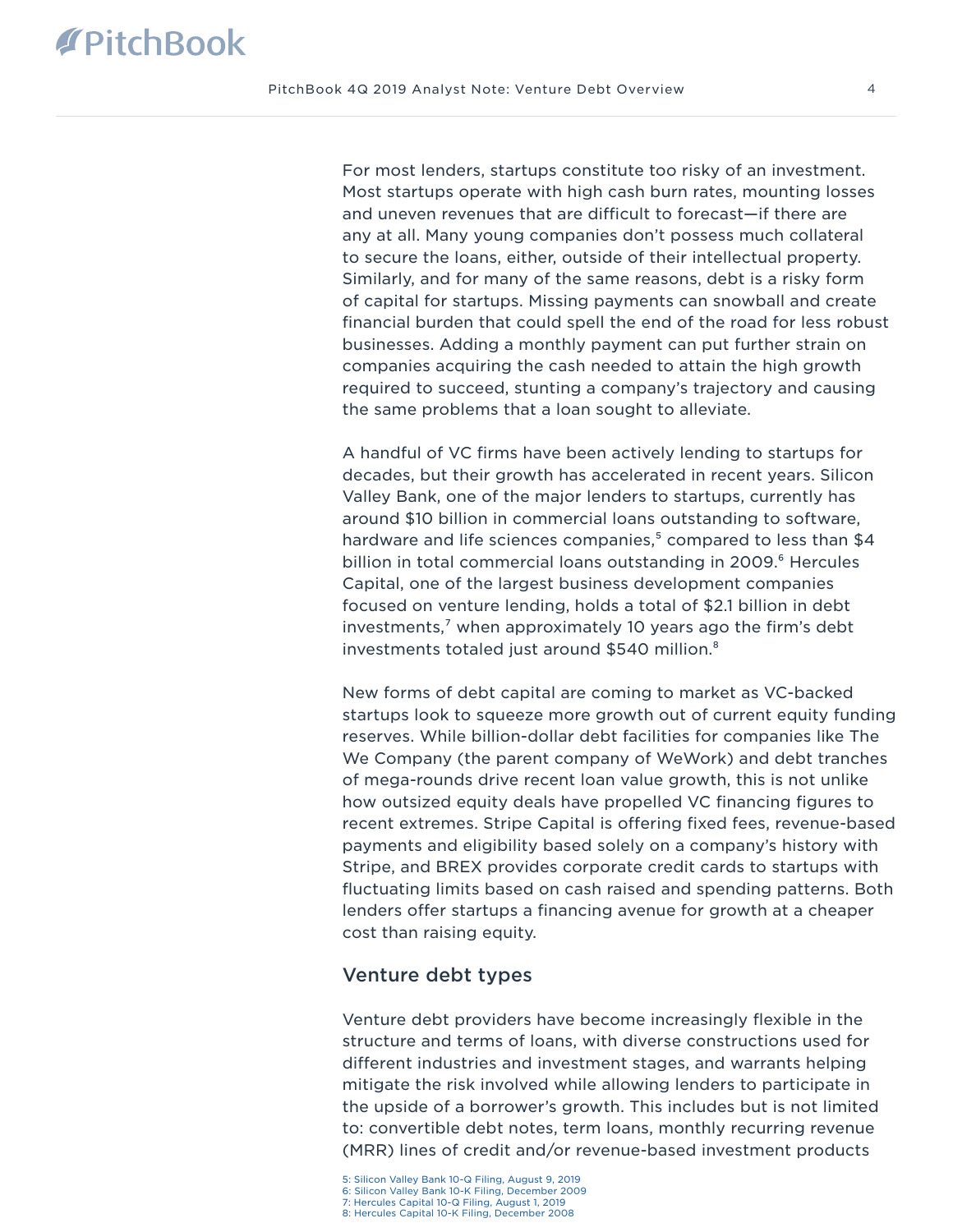For most lenders, startups constitute too risky of an investment. Most startups operate with high cash burn rates, mounting losses and uneven revenues that are difficult to forecast—if there are any at all. Many young companies don't possess much collateral to secure the loans, either, outside of their intellectual property. Similarly, and for many of the same reasons, debt is a risky form of capital for startups. Missing payments can snowball and create financial burden that could spell the end of the road for less robust businesses. Adding a monthly payment can put further strain on companies acquiring the cash needed to attain the high growth required to succeed, stunting a company's trajectory and causing the same problems that a loan sought to alleviate.

A handful of VC firms have been actively lending to startups for decades, but their growth has accelerated in recent years. Silicon Valley Bank, one of the major lenders to startups, currently has around $10 billion in commercial loans outstanding to software, hardware and life sciences companies,[5] compared to less than $4 billion in total commercial loans outstanding in 2009.[6] Hercules Capital, one of the largest business development companies focused on venture lending, holds a total of $2.1 billion in debt investments,[7] when approximately 10 years ago the firm's debt investments totaled just around $540 million.[8]

New forms of debt capital are coming to market as VC-backed startups look to squeeze more growth out of current equity funding reserves. While billion-dollar debt facilities for companies like The We Company (the parent company of WeWork) and debt tranches of mega-rounds drive recent loan value growth, this is not unlike how outsized equity deals have propelled VC financing figures to recent extremes. Stripe Capital is offering fixed fees, revenue-based payments and eligibility based solely on a company's history with Stripe, and BREX provides corporate credit cards to startups with fluctuating limits based on cash raised and spending patterns. Both lenders offer startups a financing avenue for growth at a cheaper cost than raising equity.

## Venture debt types

Venture debt providers have become increasingly flexible in the structure and terms of loans, with diverse constructions used for different industries and investment stages, and warrants helping mitigate the risk involved while allowing lenders to participate in the upside of a borrower's growth. This includes but is not limited to: convertible debt notes, term loans, monthly recurring revenue (MRR) lines of credit and/or revenue-based investment products

5: Silicon Valley Bank 10-Q Filing, August 9, 2019
6: Silicon Valley Bank 10-K Filing, December 2009
7: Hercules Capital 10-Q Filing, August 1, 2019
8: Hercules Capital 10-K Filing, December 2008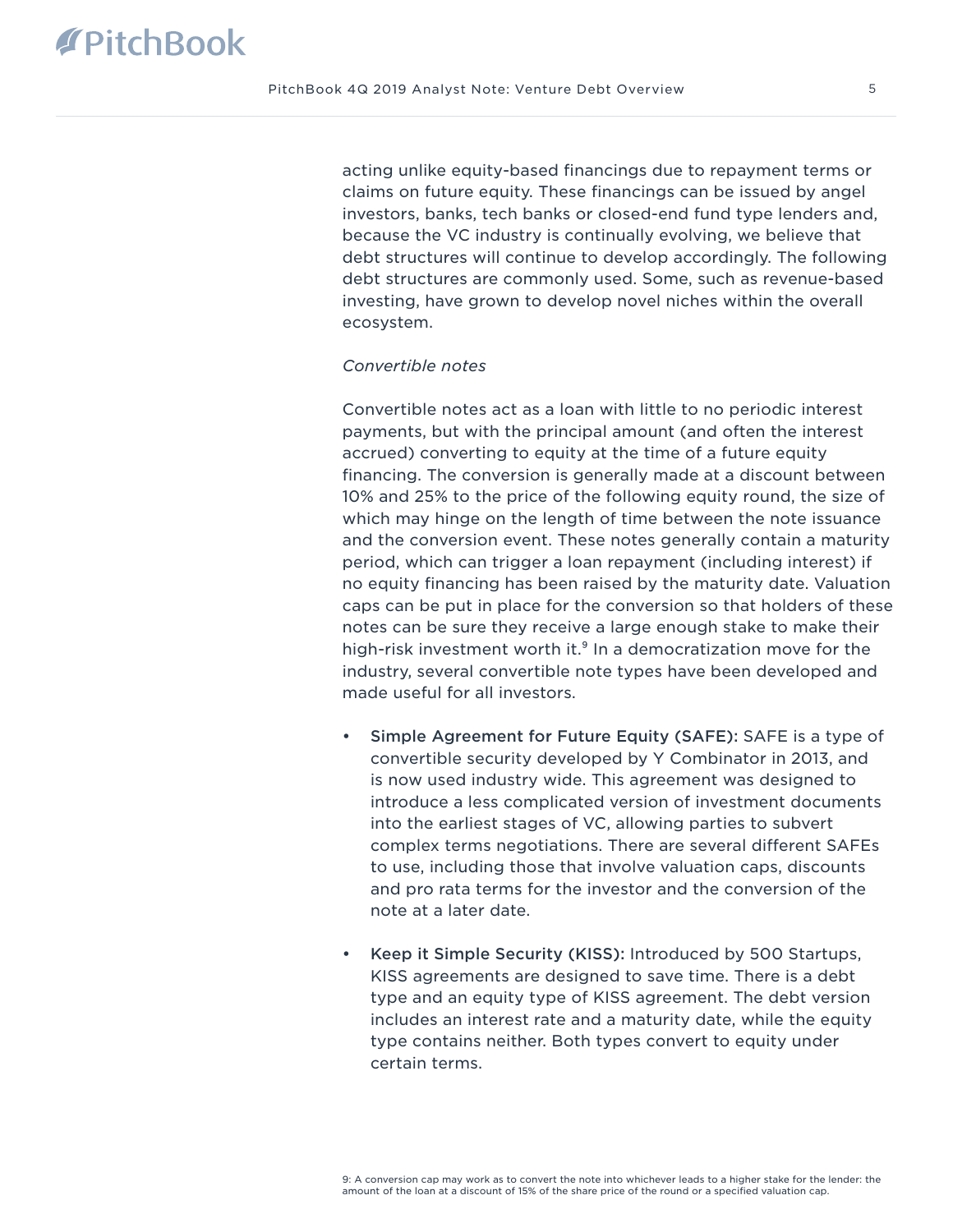acting unlike equity-based financings due to repayment terms or claims on future equity. These financings can be issued by angel investors, banks, tech banks or closed-end fund type lenders and, because the VC industry is continually evolving, we believe that debt structures will continue to develop accordingly. The following debt structures are commonly used. Some, such as revenue-based investing, have grown to develop novel niches within the overall ecosystem.

*Convertible notes*

Convertible notes act as a loan with little to no periodic interest payments, but with the principal amount (and often the interest accrued) converting to equity at the time of a future equity financing. The conversion is generally made at a discount between 10% and 25% to the price of the following equity round, the size of which may hinge on the length of time between the note issuance and the conversion event. These notes generally contain a maturity period, which can trigger a loan repayment (including interest) if no equity financing has been raised by the maturity date. Valuation caps can be put in place for the conversion so that holders of these notes can be sure they receive a large enough stake to make their high-risk investment worth it.[9] In a democratization move for the industry, several convertible note types have been developed and made useful for all investors.

- **Simple Agreement for Future Equity (SAFE):** SAFE is a type of convertible security developed by Y Combinator in 2013, and is now used industry wide. This agreement was designed to introduce a less complicated version of investment documents into the earliest stages of VC, allowing parties to subvert complex terms negotiations. There are several different SAFEs to use, including those that involve valuation caps, discounts and pro rata terms for the investor and the conversion of the note at a later date.

- **Keep it Simple Security (KISS):** Introduced by 500 Startups, KISS agreements are designed to save time. There is a debt type and an equity type of KISS agreement. The debt version includes an interest rate and a maturity date, while the equity type contains neither. Both types convert to equity under certain terms.

9: A conversion cap may work as to convert the note into whichever leads to a higher stake for the lender: the amount of the loan at a discount of 15% of the share price of the round or a specified valuation cap.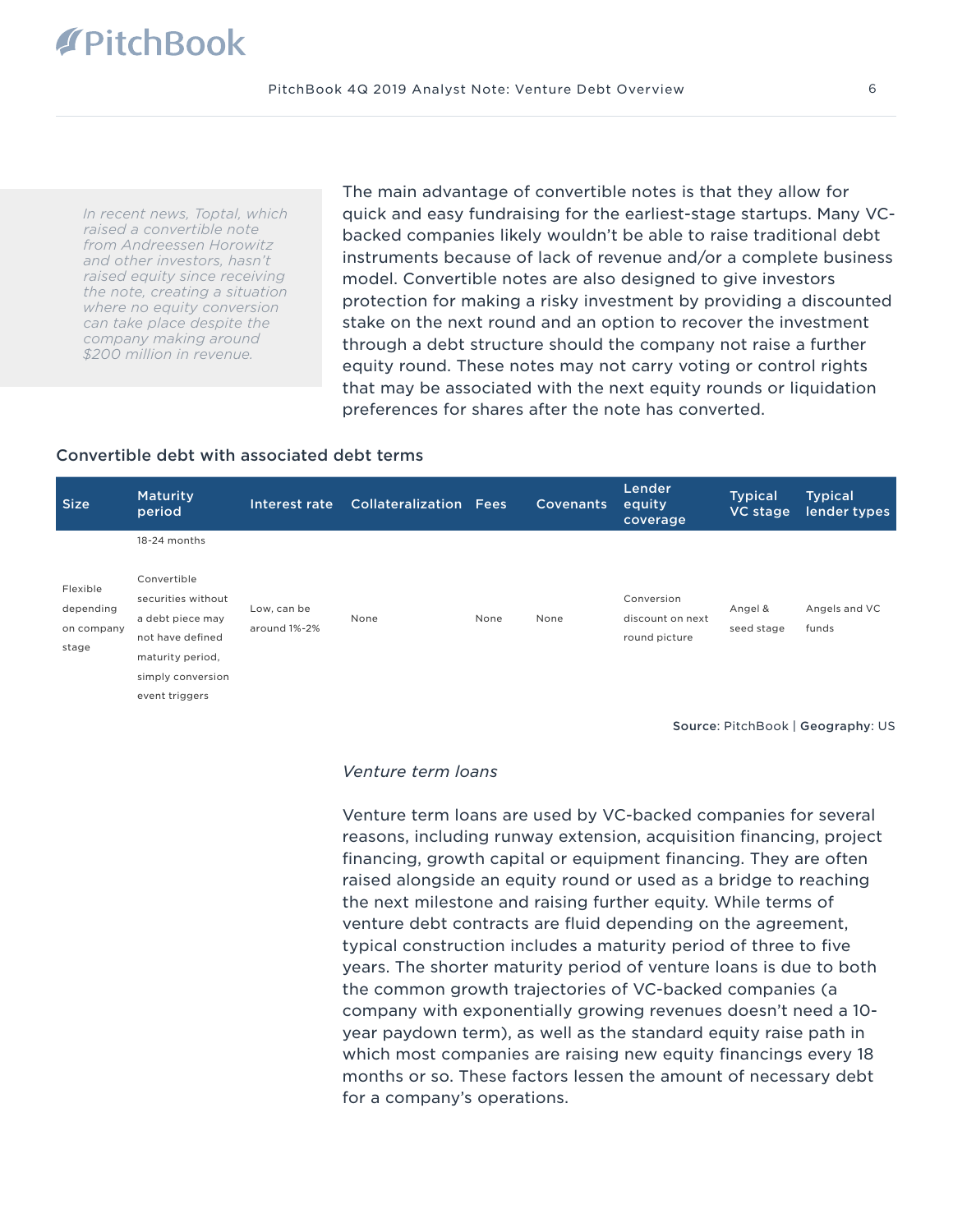*In recent news, Toptal, which raised a convertible note from Andreessen Horowitz and other investors, hasn't raised equity since receiving the note, creating a situation where no equity conversion can take place despite the company making around $200 million in revenue.*

The main advantage of convertible notes is that they allow for quick and easy fundraising for the earliest-stage startups. Many VC-backed companies likely wouldn't be able to raise traditional debt instruments because of lack of revenue and/or a complete business model. Convertible notes are also designed to give investors protection for making a risky investment by providing a discounted stake on the next round and an option to recover the investment through a debt structure should the company not raise a further equity round. These notes may not carry voting or control rights that may be associated with the next equity rounds or liquidation preferences for shares after the note has converted.

**Convertible debt with associated debt terms**

| Size | Maturity period | Interest rate | Collateralization | Fees | Covenants | Lender equity coverage | Typical VC stage | Typical lender types |
|---|---|---|---|---|---|---|---|---|
| Flexible depending on company stage | 18-24 months<br><br>Convertible securities without a debt piece may not have defined maturity period, simply conversion event triggers | Low, can be around 1%-2% | None | None | None | Conversion discount on next round picture | Angel & seed stage | Angels and VC funds |

**Source**: PitchBook | **Geography**: US

*Venture term loans*

Venture term loans are used by VC-backed companies for several reasons, including runway extension, acquisition financing, project financing, growth capital or equipment financing. They are often raised alongside an equity round or used as a bridge to reaching the next milestone and raising further equity. While terms of venture debt contracts are fluid depending on the agreement, typical construction includes a maturity period of three to five years. The shorter maturity period of venture loans is due to both the common growth trajectories of VC-backed companies (a company with exponentially growing revenues doesn't need a 10-year paydown term), as well as the standard equity raise path in which most companies are raising new equity financings every 18 months or so. These factors lessen the amount of necessary debt for a company's operations.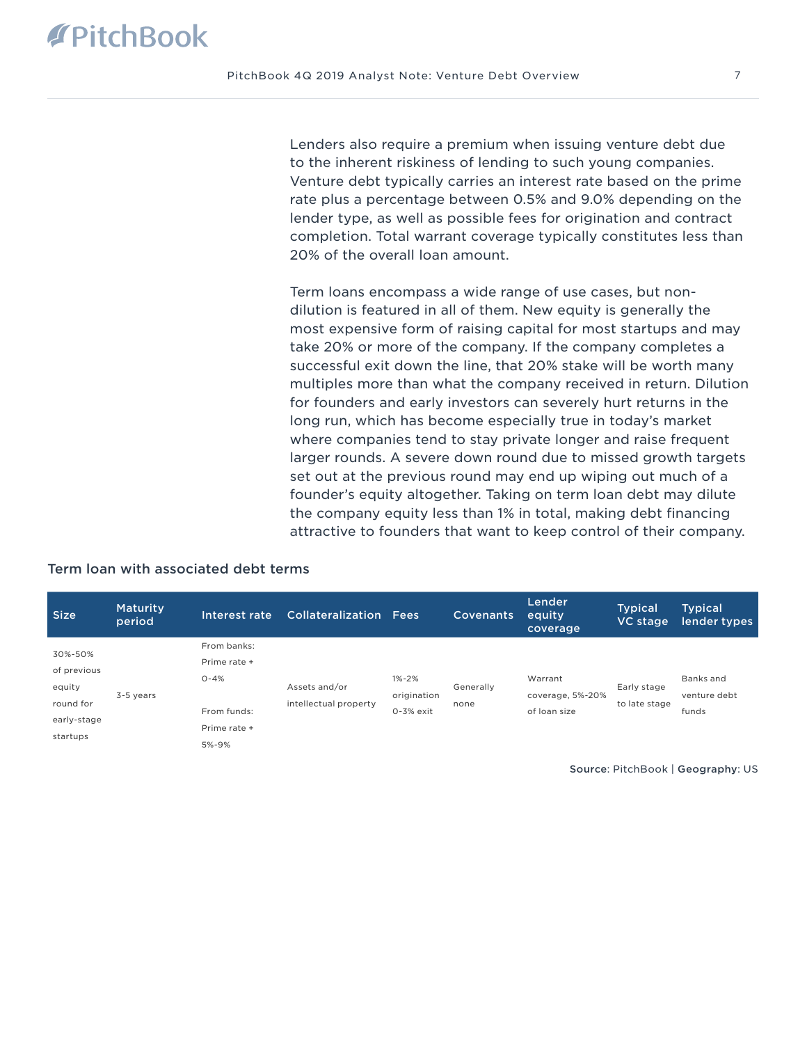Lenders also require a premium when issuing venture debt due to the inherent riskiness of lending to such young companies. Venture debt typically carries an interest rate based on the prime rate plus a percentage between 0.5% and 9.0% depending on the lender type, as well as possible fees for origination and contract completion. Total warrant coverage typically constitutes less than 20% of the overall loan amount.

Term loans encompass a wide range of use cases, but non-dilution is featured in all of them. New equity is generally the most expensive form of raising capital for most startups and may take 20% or more of the company. If the company completes a successful exit down the line, that 20% stake will be worth many multiples more than what the company received in return. Dilution for founders and early investors can severely hurt returns in the long run, which has become especially true in today's market where companies tend to stay private longer and raise frequent larger rounds. A severe down round due to missed growth targets set out at the previous round may end up wiping out much of a founder's equity altogether. Taking on term loan debt may dilute the company equity less than 1% in total, making debt financing attractive to founders that want to keep control of their company.

### Term loan with associated debt terms

| Size | Maturity period | Interest rate | Collateralization | Fees | Covenants | Lender equity coverage | Typical VC stage | Typical lender types |
|---|---|---|---|---|---|---|---|---|
| 30%-50% of previous equity round for early-stage startups | 3-5 years | From banks: Prime rate + 0-4%<br><br>From funds: Prime rate + 5%-9% | Assets and/or intellectual property | 1%-2% origination 0-3% exit | Generally none | Warrant coverage, 5%-20% of loan size | Early stage to late stage | Banks and venture debt funds |

**Source**: PitchBook | **Geography**: US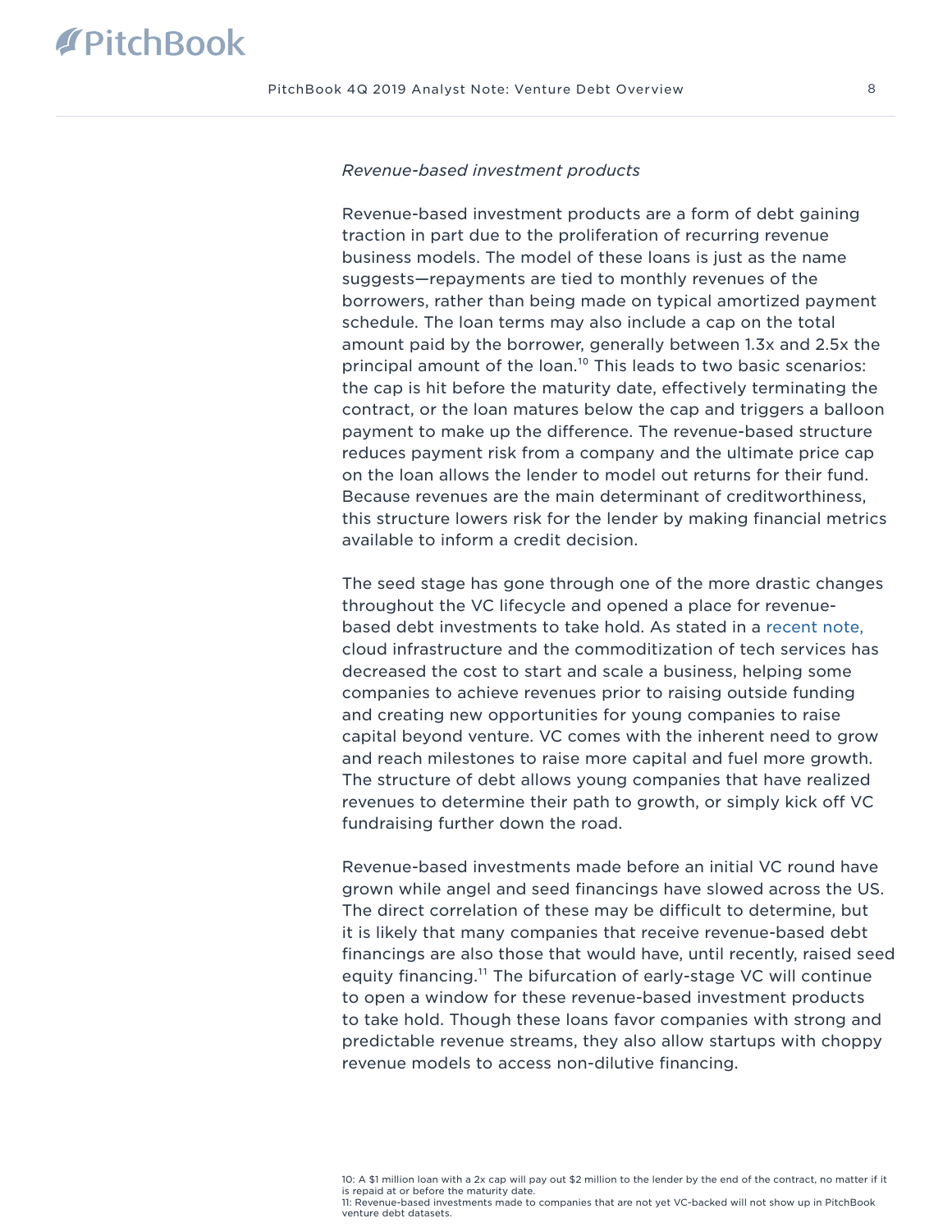*Revenue-based investment products*

Revenue-based investment products are a form of debt gaining traction in part due to the proliferation of recurring revenue business models. The model of these loans is just as the name suggests—repayments are tied to monthly revenues of the borrowers, rather than being made on typical amortized payment schedule. The loan terms may also include a cap on the total amount paid by the borrower, generally between 1.3x and 2.5x the principal amount of the loan.[10] This leads to two basic scenarios: the cap is hit before the maturity date, effectively terminating the contract, or the loan matures below the cap and triggers a balloon payment to make up the difference. The revenue-based structure reduces payment risk from a company and the ultimate price cap on the loan allows the lender to model out returns for their fund. Because revenues are the main determinant of creditworthiness, this structure lowers risk for the lender by making financial metrics available to inform a credit decision.

The seed stage has gone through one of the more drastic changes throughout the VC lifecycle and opened a place for revenue-based debt investments to take hold. As stated in a recent note, cloud infrastructure and the commoditization of tech services has decreased the cost to start and scale a business, helping some companies to achieve revenues prior to raising outside funding and creating new opportunities for young companies to raise capital beyond venture. VC comes with the inherent need to grow and reach milestones to raise more capital and fuel more growth. The structure of debt allows young companies that have realized revenues to determine their path to growth, or simply kick off VC fundraising further down the road.

Revenue-based investments made before an initial VC round have grown while angel and seed financings have slowed across the US. The direct correlation of these may be difficult to determine, but it is likely that many companies that receive revenue-based debt financings are also those that would have, until recently, raised seed equity financing.[11] The bifurcation of early-stage VC will continue to open a window for these revenue-based investment products to take hold. Though these loans favor companies with strong and predictable revenue streams, they also allow startups with choppy revenue models to access non-dilutive financing.

10: A $1 million loan with a 2x cap will pay out $2 million to the lender by the end of the contract, no matter if it is repaid at or before the maturity date.
11: Revenue-based investments made to companies that are not yet VC-backed will not show up in PitchBook venture debt datasets.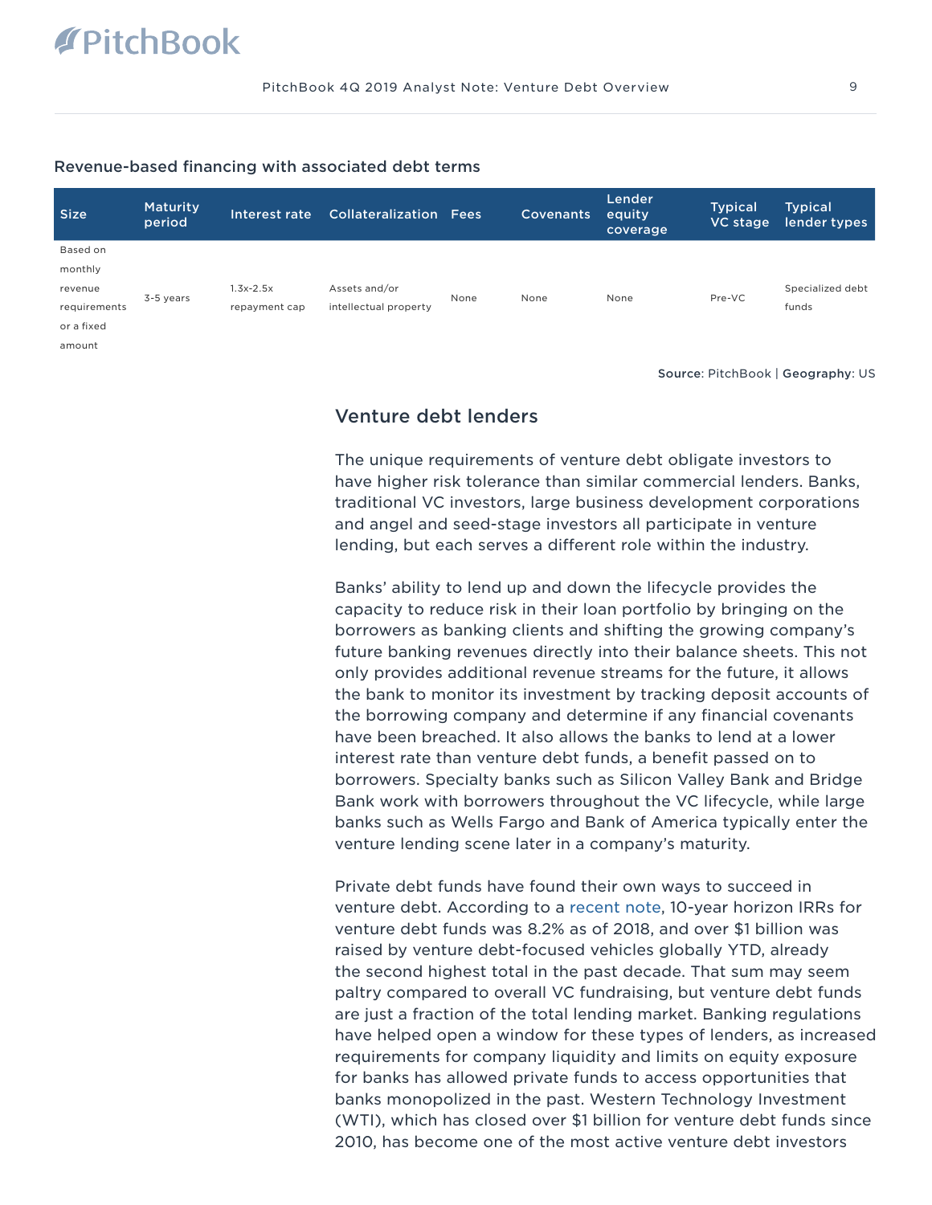### Revenue-based financing with associated debt terms

| Size | Maturity period | Interest rate | Collateralization | Fees | Covenants | Lender equity coverage | Typical VC stage | Typical lender types |
|---|---|---|---|---|---|---|---|---|
| Based on monthly revenue requirements or a fixed amount | 3-5 years | 1.3x-2.5x repayment cap | Assets and/or intellectual property | None | None | None | Pre-VC | Specialized debt funds |

**Source**: PitchBook | **Geography**: US

## Venture debt lenders

The unique requirements of venture debt obligate investors to have higher risk tolerance than similar commercial lenders. Banks, traditional VC investors, large business development corporations and angel and seed-stage investors all participate in venture lending, but each serves a different role within the industry.

Banks' ability to lend up and down the lifecycle provides the capacity to reduce risk in their loan portfolio by bringing on the borrowers as banking clients and shifting the growing company's future banking revenues directly into their balance sheets. This not only provides additional revenue streams for the future, it allows the bank to monitor its investment by tracking deposit accounts of the borrowing company and determine if any financial covenants have been breached. It also allows the banks to lend at a lower interest rate than venture debt funds, a benefit passed on to borrowers. Specialty banks such as Silicon Valley Bank and Bridge Bank work with borrowers throughout the VC lifecycle, while large banks such as Wells Fargo and Bank of America typically enter the venture lending scene later in a company's maturity.

Private debt funds have found their own ways to succeed in venture debt. According to a recent note, 10-year horizon IRRs for venture debt funds was 8.2% as of 2018, and over $1 billion was raised by venture debt-focused vehicles globally YTD, already the second highest total in the past decade. That sum may seem paltry compared to overall VC fundraising, but venture debt funds are just a fraction of the total lending market. Banking regulations have helped open a window for these types of lenders, as increased requirements for company liquidity and limits on equity exposure for banks has allowed private funds to access opportunities that banks monopolized in the past. Western Technology Investment (WTI), which has closed over $1 billion for venture debt funds since 2010, has become one of the most active venture debt investors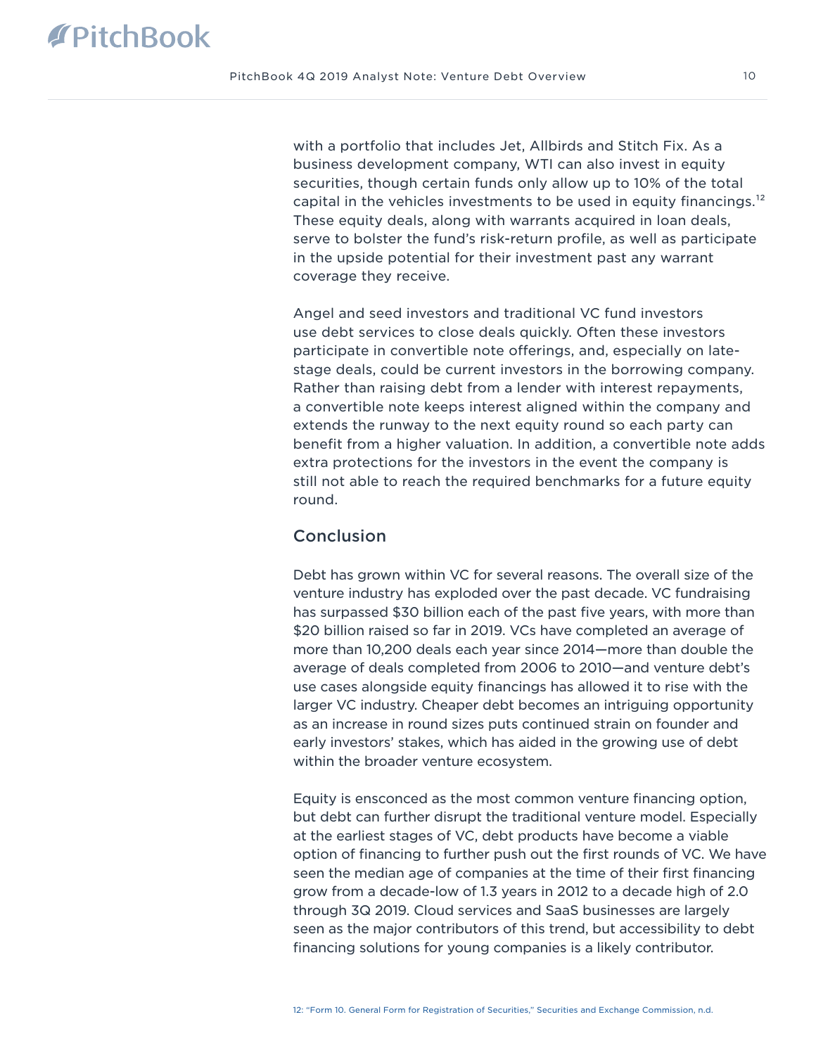with a portfolio that includes Jet, Allbirds and Stitch Fix. As a business development company, WTI can also invest in equity securities, though certain funds only allow up to 10% of the total capital in the vehicles investments to be used in equity financings.[12] These equity deals, along with warrants acquired in loan deals, serve to bolster the fund's risk-return profile, as well as participate in the upside potential for their investment past any warrant coverage they receive.

Angel and seed investors and traditional VC fund investors use debt services to close deals quickly. Often these investors participate in convertible note offerings, and, especially on late-stage deals, could be current investors in the borrowing company. Rather than raising debt from a lender with interest repayments, a convertible note keeps interest aligned within the company and extends the runway to the next equity round so each party can benefit from a higher valuation. In addition, a convertible note adds extra protections for the investors in the event the company is still not able to reach the required benchmarks for a future equity round.

## Conclusion

Debt has grown within VC for several reasons. The overall size of the venture industry has exploded over the past decade. VC fundraising has surpassed $30 billion each of the past five years, with more than $20 billion raised so far in 2019. VCs have completed an average of more than 10,200 deals each year since 2014—more than double the average of deals completed from 2006 to 2010—and venture debt's use cases alongside equity financings has allowed it to rise with the larger VC industry. Cheaper debt becomes an intriguing opportunity as an increase in round sizes puts continued strain on founder and early investors' stakes, which has aided in the growing use of debt within the broader venture ecosystem.

Equity is ensconced as the most common venture financing option, but debt can further disrupt the traditional venture model. Especially at the earliest stages of VC, debt products have become a viable option of financing to further push out the first rounds of VC. We have seen the median age of companies at the time of their first financing grow from a decade-low of 1.3 years in 2012 to a decade high of 2.0 through 3Q 2019. Cloud services and SaaS businesses are largely seen as the major contributors of this trend, but accessibility to debt financing solutions for young companies is a likely contributor.

12: "Form 10. General Form for Registration of Securities," Securities and Exchange Commission, n.d.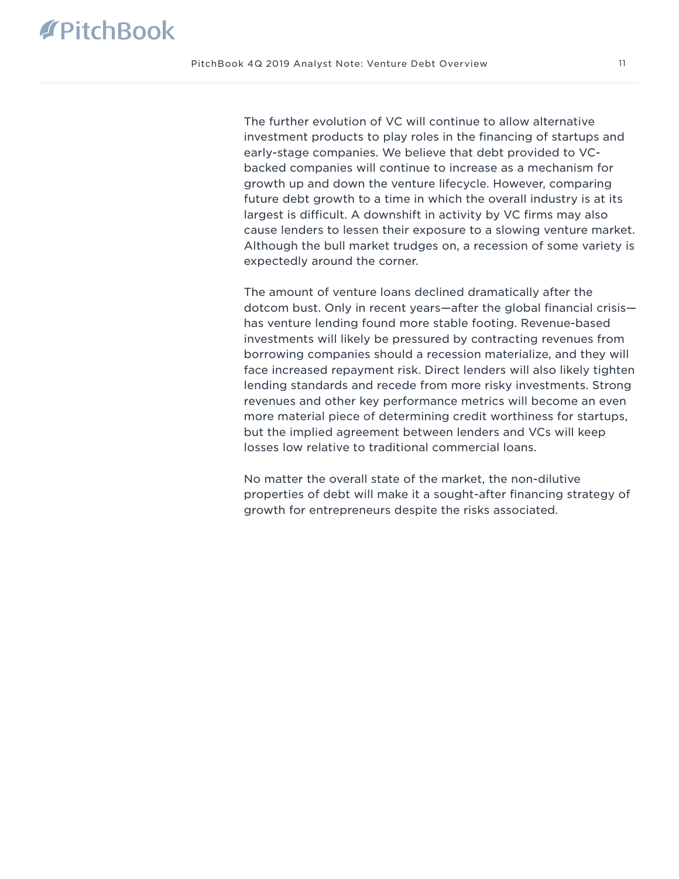The further evolution of VC will continue to allow alternative investment products to play roles in the financing of startups and early-stage companies. We believe that debt provided to VC-backed companies will continue to increase as a mechanism for growth up and down the venture lifecycle. However, comparing future debt growth to a time in which the overall industry is at its largest is difficult. A downshift in activity by VC firms may also cause lenders to lessen their exposure to a slowing venture market. Although the bull market trudges on, a recession of some variety is expectedly around the corner.

The amount of venture loans declined dramatically after the dotcom bust. Only in recent years—after the global financial crisis—has venture lending found more stable footing. Revenue-based investments will likely be pressured by contracting revenues from borrowing companies should a recession materialize, and they will face increased repayment risk. Direct lenders will also likely tighten lending standards and recede from more risky investments. Strong revenues and other key performance metrics will become an even more material piece of determining credit worthiness for startups, but the implied agreement between lenders and VCs will keep losses low relative to traditional commercial loans.

No matter the overall state of the market, the non-dilutive properties of debt will make it a sought-after financing strategy of growth for entrepreneurs despite the risks associated.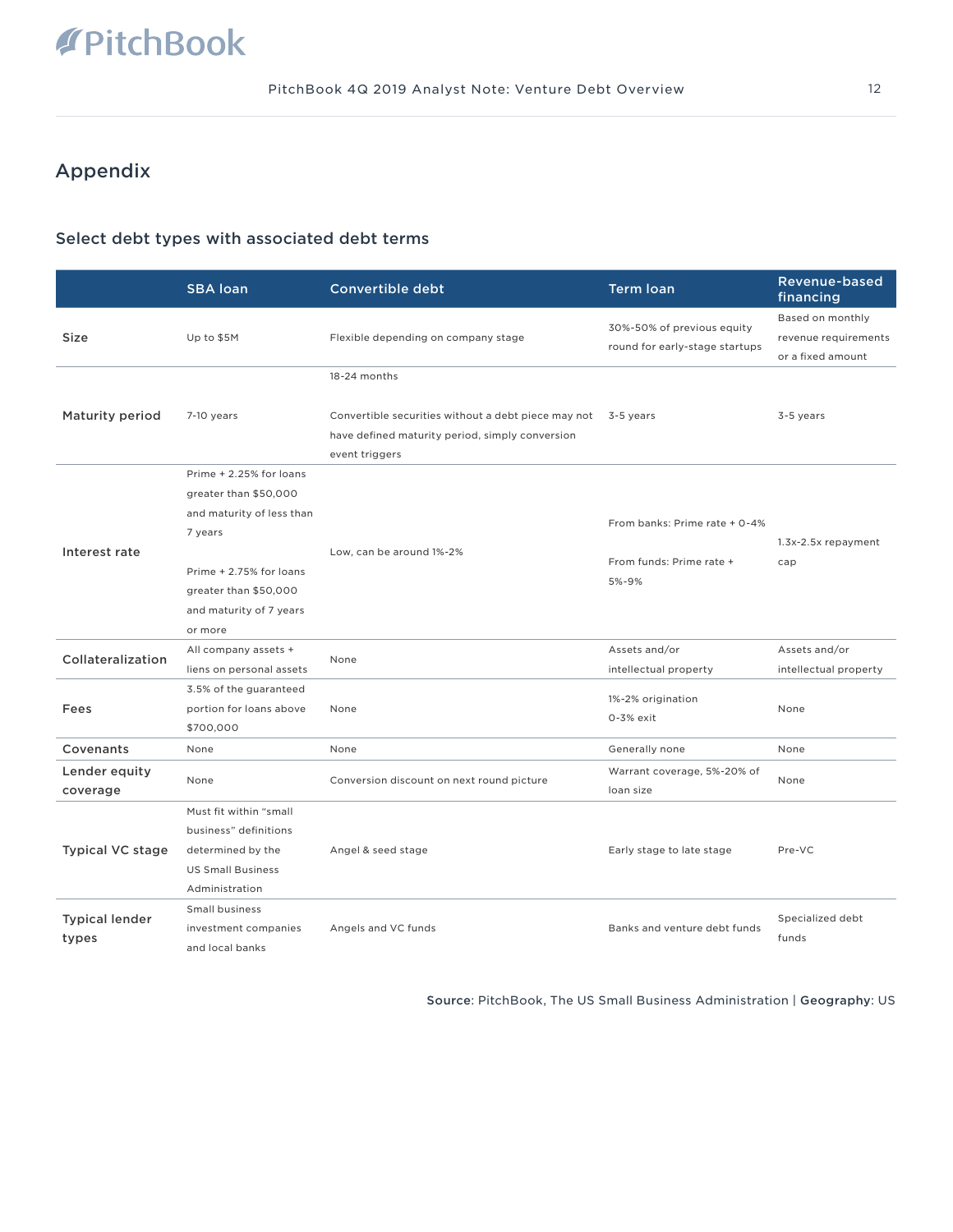## Appendix

### Select debt types with associated debt terms

| | SBA loan | Convertible debt | Term loan | Revenue-based financing |
|---|---|---|---|---|
| **Size** | Up to $5M | Flexible depending on company stage | 30%-50% of previous equity round for early-stage startups | Based on monthly revenue requirements or a fixed amount |
| **Maturity period** | 7-10 years | 18-24 months<br><br>Convertible securities without a debt piece may not have defined maturity period, simply conversion event triggers | 3-5 years | 3-5 years |
| **Interest rate** | Prime + 2.25% for loans greater than $50,000 and maturity of less than 7 years<br><br>Prime + 2.75% for loans greater than $50,000 and maturity of 7 years or more | Low, can be around 1%-2% | From banks: Prime rate + 0-4%<br><br>From funds: Prime rate + 5%-9% | 1.3x-2.5x repayment cap |
| **Collateralization** | All company assets + liens on personal assets | None | Assets and/or intellectual property | Assets and/or intellectual property |
| **Fees** | 3.5% of the guaranteed portion for loans above $700,000 | None | 1%-2% origination<br>0-3% exit | None |
| **Covenants** | None | None | Generally none | None |
| **Lender equity coverage** | None | Conversion discount on next round picture | Warrant coverage, 5%-20% of loan size | None |
| **Typical VC stage** | Must fit within "small business" definitions determined by the US Small Business Administration | Angel & seed stage | Early stage to late stage | Pre-VC |
| **Typical lender types** | Small business investment companies and local banks | Angels and VC funds | Banks and venture debt funds | Specialized debt funds |

**Source**: PitchBook, The US Small Business Administration | **Geography**: US